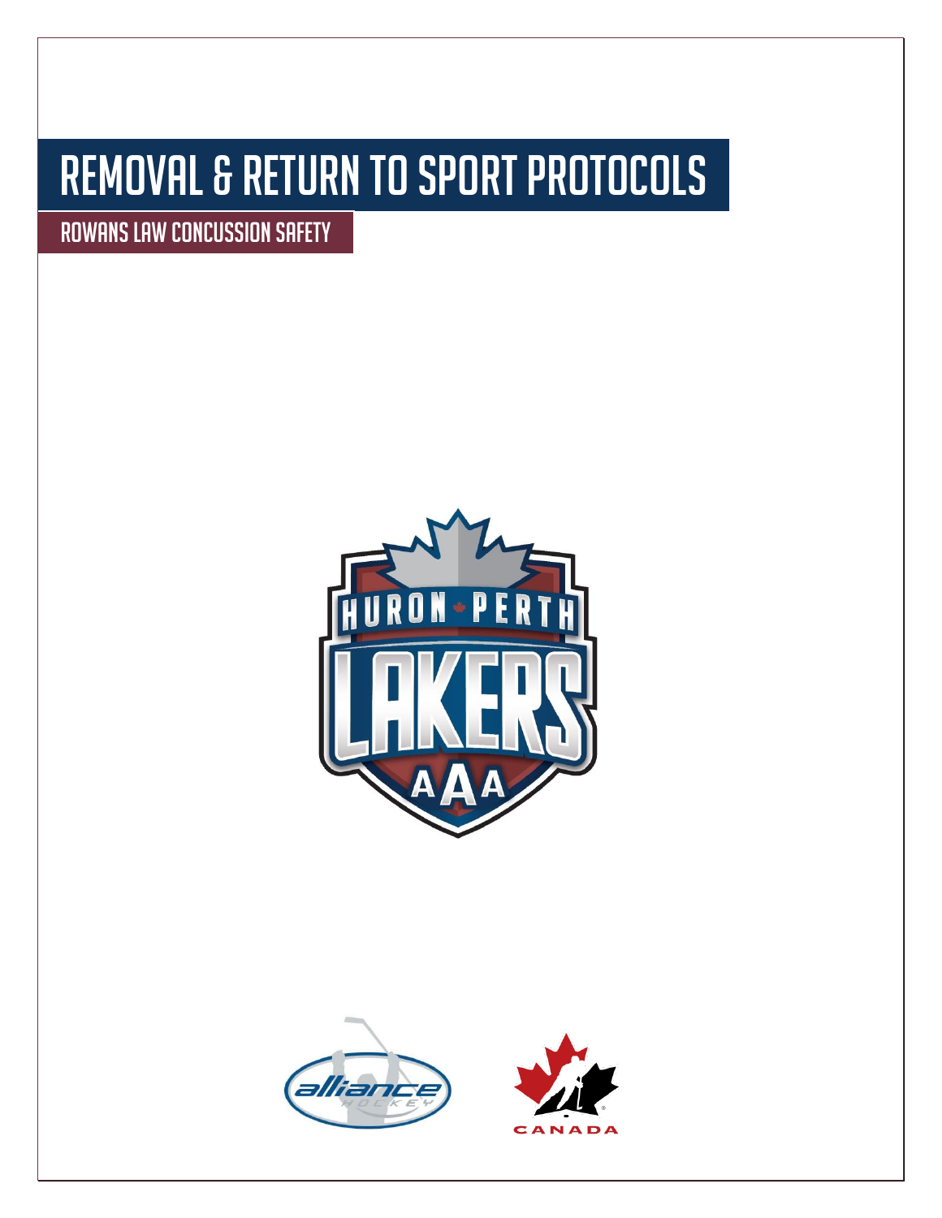# REMOVAL & RETURN TO SPORT PROTOCOLS

## ROWANS LAW CONCUSSION SAFETY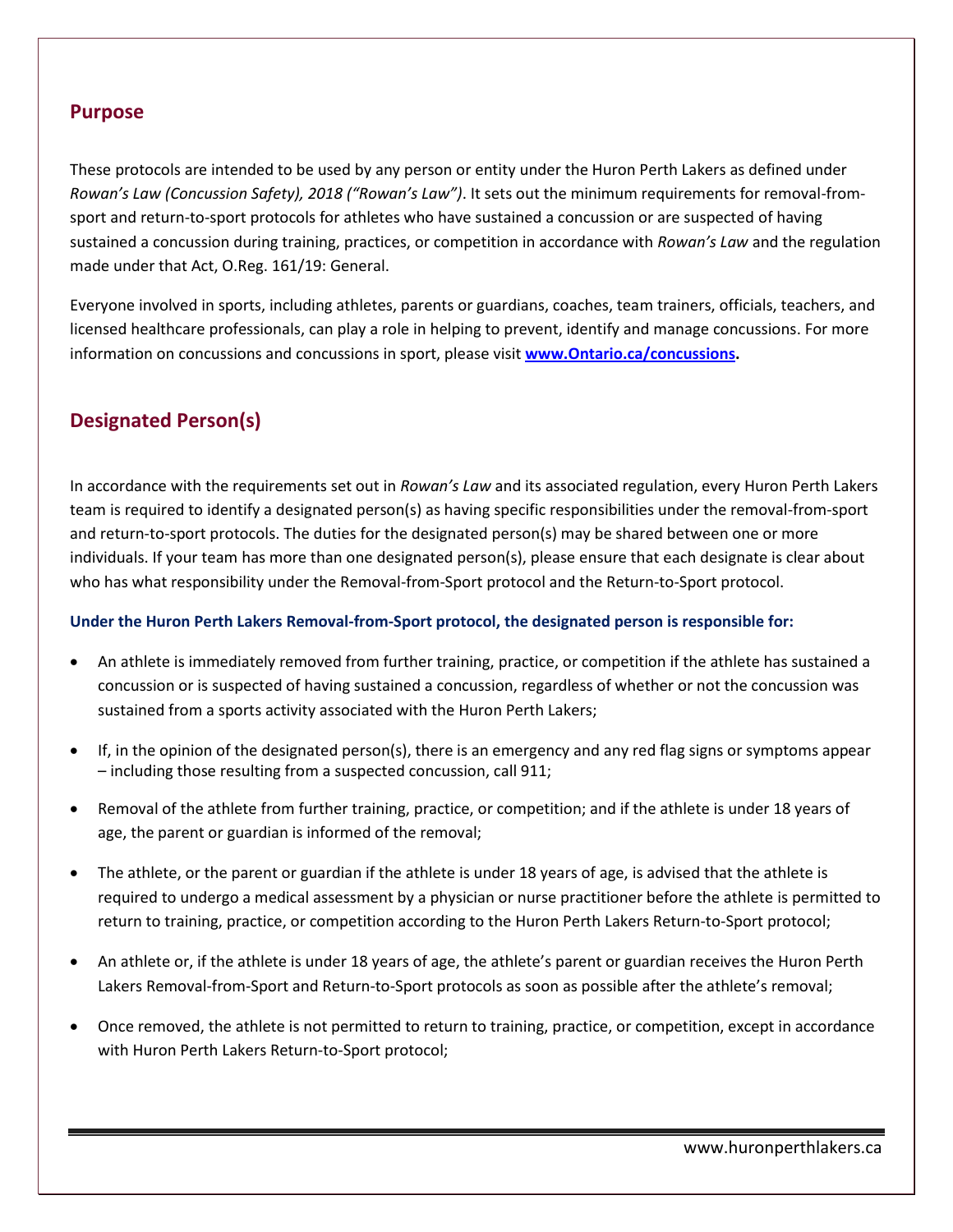## Purpose

These protocols are intended to be used by any person or entity under the Huron Perth Lakers as defined under *Rowan's Law (Concussion Safety), 2018 ("Rowan's Law")*. It sets out the minimum requirements for removal-from-sport and return-to-sport protocols for athletes who have sustained a concussion or are suspected of having sustained a concussion during training, practices, or competition in accordance with *Rowan's Law* and the regulation made under that Act, O.Reg. 161/19: General.

Everyone involved in sports, including athletes, parents or guardians, coaches, team trainers, officials, teachers, and licensed healthcare professionals, can play a role in helping to prevent, identify and manage concussions. For more information on concussions and concussions in sport, please visit **[www.Ontario.ca/concussions](http://www.Ontario.ca/concussions).**

## Designated Person(s)

In accordance with the requirements set out in *Rowan's Law* and its associated regulation, every Huron Perth Lakers team is required to identify a designated person(s) as having specific responsibilities under the removal-from-sport and return-to-sport protocols. The duties for the designated person(s) may be shared between one or more individuals. If your team has more than one designated person(s), please ensure that each designate is clear about who has what responsibility under the Removal-from-Sport protocol and the Return-to-Sport protocol.

**Under the Huron Perth Lakers Removal-from-Sport protocol, the designated person is responsible for:**

- An athlete is immediately removed from further training, practice, or competition if the athlete has sustained a concussion or is suspected of having sustained a concussion, regardless of whether or not the concussion was sustained from a sports activity associated with the Huron Perth Lakers;
- If, in the opinion of the designated person(s), there is an emergency and any red flag signs or symptoms appear – including those resulting from a suspected concussion, call 911;
- Removal of the athlete from further training, practice, or competition; and if the athlete is under 18 years of age, the parent or guardian is informed of the removal;
- The athlete, or the parent or guardian if the athlete is under 18 years of age, is advised that the athlete is required to undergo a medical assessment by a physician or nurse practitioner before the athlete is permitted to return to training, practice, or competition according to the Huron Perth Lakers Return-to-Sport protocol;
- An athlete or, if the athlete is under 18 years of age, the athlete's parent or guardian receives the Huron Perth Lakers Removal-from-Sport and Return-to-Sport protocols as soon as possible after the athlete's removal;
- Once removed, the athlete is not permitted to return to training, practice, or competition, except in accordance with Huron Perth Lakers Return-to-Sport protocol;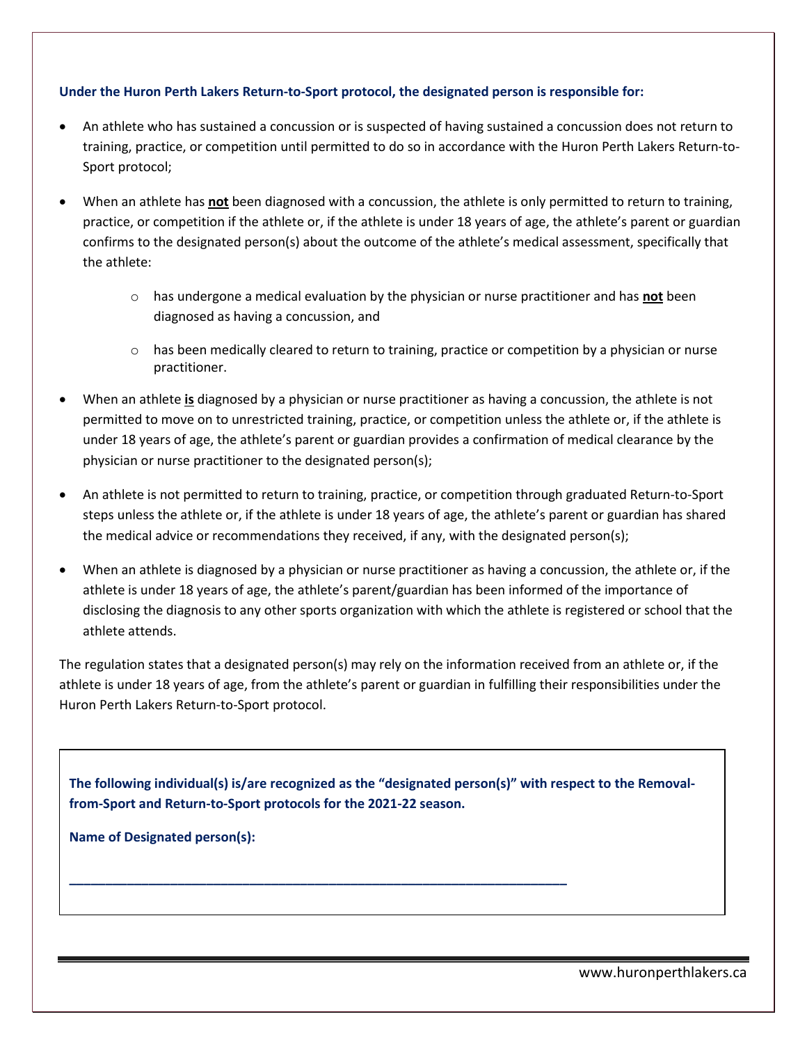**Under the Huron Perth Lakers Return-to-Sport protocol, the designated person is responsible for:**

- An athlete who has sustained a concussion or is suspected of having sustained a concussion does not return to training, practice, or competition until permitted to do so in accordance with the Huron Perth Lakers Return-to-Sport protocol;
- When an athlete has **not** been diagnosed with a concussion, the athlete is only permitted to return to training, practice, or competition if the athlete or, if the athlete is under 18 years of age, the athlete's parent or guardian confirms to the designated person(s) about the outcome of the athlete's medical assessment, specifically that the athlete:
  - has undergone a medical evaluation by the physician or nurse practitioner and has **not** been diagnosed as having a concussion, and
  - has been medically cleared to return to training, practice or competition by a physician or nurse practitioner.
- When an athlete **is** diagnosed by a physician or nurse practitioner as having a concussion, the athlete is not permitted to move on to unrestricted training, practice, or competition unless the athlete or, if the athlete is under 18 years of age, the athlete's parent or guardian provides a confirmation of medical clearance by the physician or nurse practitioner to the designated person(s);
- An athlete is not permitted to return to training, practice, or competition through graduated Return-to-Sport steps unless the athlete or, if the athlete is under 18 years of age, the athlete's parent or guardian has shared the medical advice or recommendations they received, if any, with the designated person(s);
- When an athlete is diagnosed by a physician or nurse practitioner as having a concussion, the athlete or, if the athlete is under 18 years of age, the athlete's parent/guardian has been informed of the importance of disclosing the diagnosis to any other sports organization with which the athlete is registered or school that the athlete attends.

The regulation states that a designated person(s) may rely on the information received from an athlete or, if the athlete is under 18 years of age, from the athlete's parent or guardian in fulfilling their responsibilities under the Huron Perth Lakers Return-to-Sport protocol.

**The following individual(s) is/are recognized as the "designated person(s)" with respect to the Removal-from-Sport and Return-to-Sport protocols for the 2021-22 season.**

**Name of Designated person(s):**

______________________________________________________________________

www.huronperthlakers.ca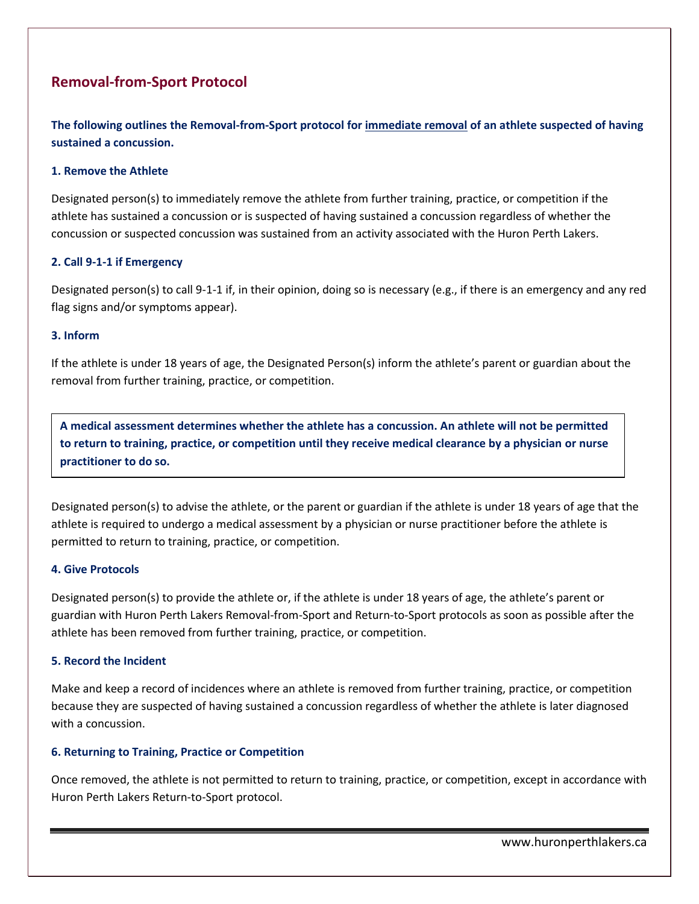## Removal-from-Sport Protocol

**The following outlines the Removal-from-Sport protocol for immediate removal of an athlete suspected of having sustained a concussion.**

### 1. Remove the Athlete

Designated person(s) to immediately remove the athlete from further training, practice, or competition if the athlete has sustained a concussion or is suspected of having sustained a concussion regardless of whether the concussion or suspected concussion was sustained from an activity associated with the Huron Perth Lakers.

### 2. Call 9-1-1 if Emergency

Designated person(s) to call 9-1-1 if, in their opinion, doing so is necessary (e.g., if there is an emergency and any red flag signs and/or symptoms appear).

### 3. Inform

If the athlete is under 18 years of age, the Designated Person(s) inform the athlete's parent or guardian about the removal from further training, practice, or competition.

**A medical assessment determines whether the athlete has a concussion. An athlete will not be permitted to return to training, practice, or competition until they receive medical clearance by a physician or nurse practitioner to do so.**

Designated person(s) to advise the athlete, or the parent or guardian if the athlete is under 18 years of age that the athlete is required to undergo a medical assessment by a physician or nurse practitioner before the athlete is permitted to return to training, practice, or competition.

### 4. Give Protocols

Designated person(s) to provide the athlete or, if the athlete is under 18 years of age, the athlete's parent or guardian with Huron Perth Lakers Removal-from-Sport and Return-to-Sport protocols as soon as possible after the athlete has been removed from further training, practice, or competition.

### 5. Record the Incident

Make and keep a record of incidences where an athlete is removed from further training, practice, or competition because they are suspected of having sustained a concussion regardless of whether the athlete is later diagnosed with a concussion.

### 6. Returning to Training, Practice or Competition

Once removed, the athlete is not permitted to return to training, practice, or competition, except in accordance with Huron Perth Lakers Return-to-Sport protocol.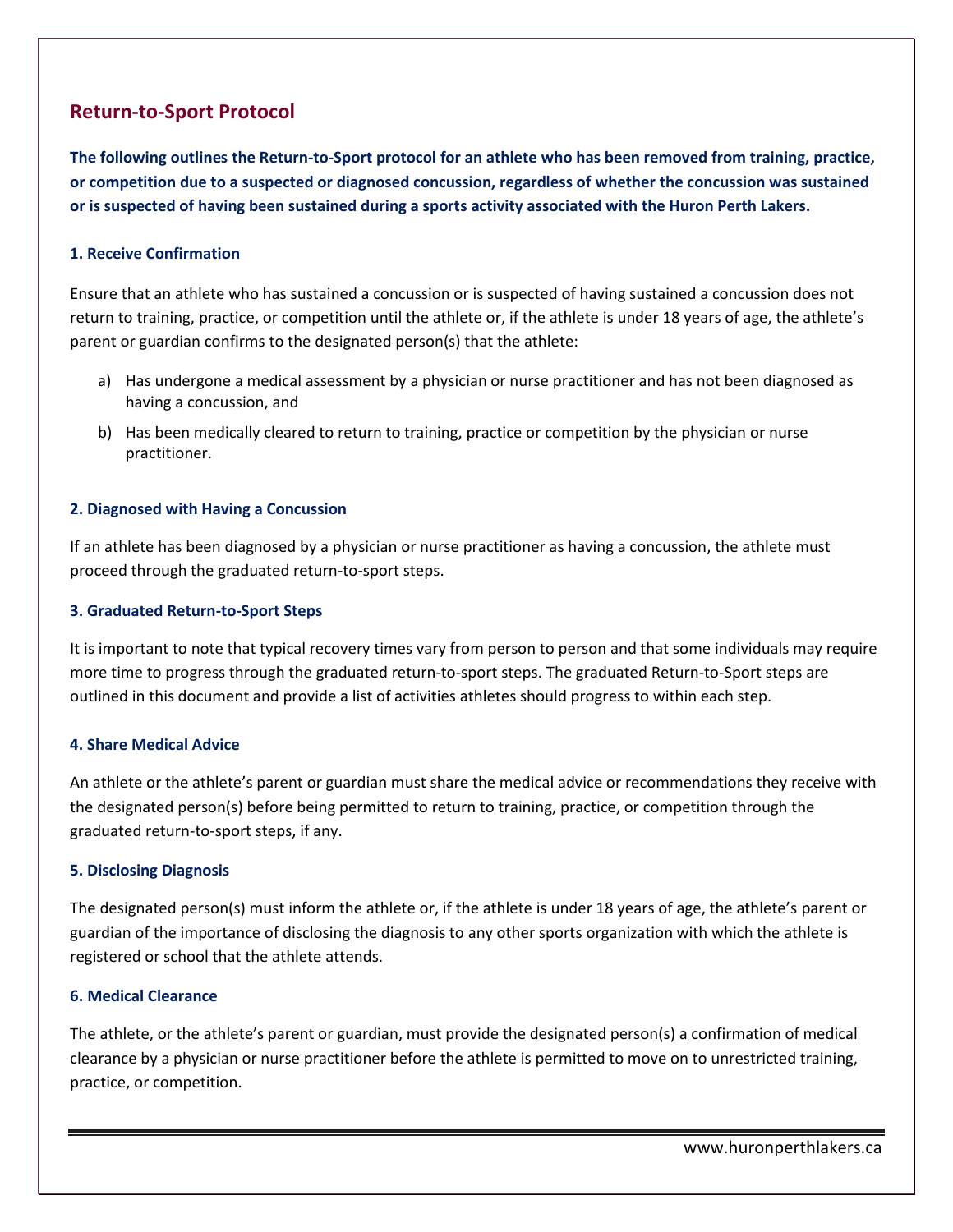## Return-to-Sport Protocol

**The following outlines the Return-to-Sport protocol for an athlete who has been removed from training, practice, or competition due to a suspected or diagnosed concussion, regardless of whether the concussion was sustained or is suspected of having been sustained during a sports activity associated with the Huron Perth Lakers.**

### 1. Receive Confirmation

Ensure that an athlete who has sustained a concussion or is suspected of having sustained a concussion does not return to training, practice, or competition until the athlete or, if the athlete is under 18 years of age, the athlete's parent or guardian confirms to the designated person(s) that the athlete:

a) Has undergone a medical assessment by a physician or nurse practitioner and has not been diagnosed as having a concussion, and

b) Has been medically cleared to return to training, practice or competition by the physician or nurse practitioner.

### 2. Diagnosed with Having a Concussion

If an athlete has been diagnosed by a physician or nurse practitioner as having a concussion, the athlete must proceed through the graduated return-to-sport steps.

### 3. Graduated Return-to-Sport Steps

It is important to note that typical recovery times vary from person to person and that some individuals may require more time to progress through the graduated return-to-sport steps. The graduated Return-to-Sport steps are outlined in this document and provide a list of activities athletes should progress to within each step.

### 4. Share Medical Advice

An athlete or the athlete's parent or guardian must share the medical advice or recommendations they receive with the designated person(s) before being permitted to return to training, practice, or competition through the graduated return-to-sport steps, if any.

### 5. Disclosing Diagnosis

The designated person(s) must inform the athlete or, if the athlete is under 18 years of age, the athlete's parent or guardian of the importance of disclosing the diagnosis to any other sports organization with which the athlete is registered or school that the athlete attends.

### 6. Medical Clearance

The athlete, or the athlete's parent or guardian, must provide the designated person(s) a confirmation of medical clearance by a physician or nurse practitioner before the athlete is permitted to move on to unrestricted training, practice, or competition.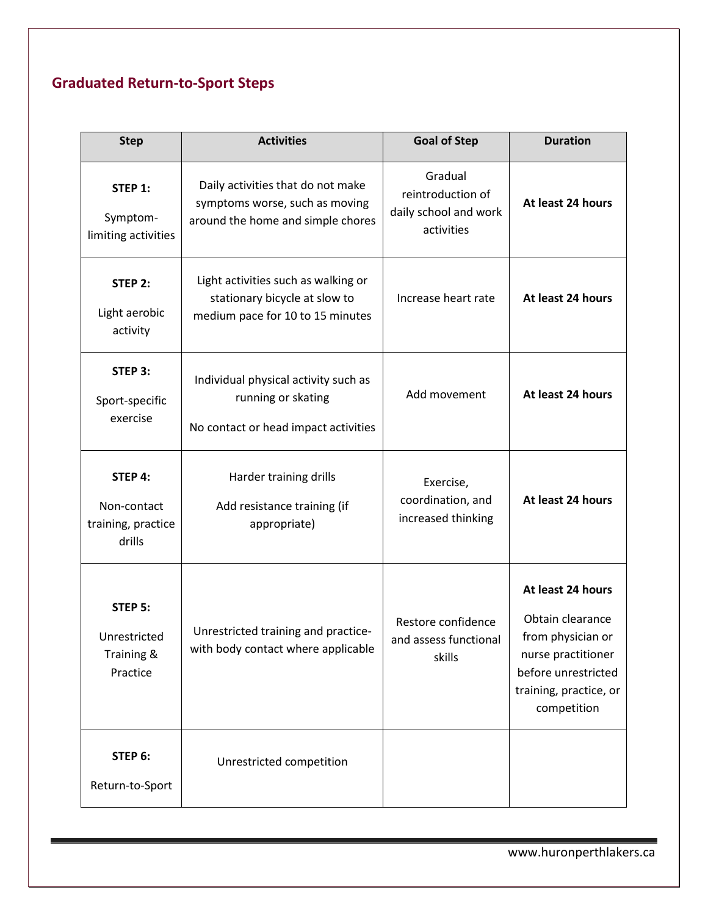## Graduated Return-to-Sport Steps

| Step | Activities | Goal of Step | Duration |
|---|---|---|---|
| **STEP 1:** Symptom-limiting activities | Daily activities that do not make symptoms worse, such as moving around the home and simple chores | Gradual reintroduction of daily school and work activities | **At least 24 hours** |
| **STEP 2:** Light aerobic activity | Light activities such as walking or stationary bicycle at slow to medium pace for 10 to 15 minutes | Increase heart rate | **At least 24 hours** |
| **STEP 3:** Sport-specific exercise | Individual physical activity such as running or skating<br><br>No contact or head impact activities | Add movement | **At least 24 hours** |
| **STEP 4:** Non-contact training, practice drills | Harder training drills<br><br>Add resistance training (if appropriate) | Exercise, coordination, and increased thinking | **At least 24 hours** |
| **STEP 5:** Unrestricted Training & Practice | Unrestricted training and practice-with body contact where applicable | Restore confidence and assess functional skills | **At least 24 hours**<br><br>Obtain clearance from physician or nurse practitioner before unrestricted training, practice, or competition |
| **STEP 6:** Return-to-Sport | Unrestricted competition | | |

www.huronperthlakers.ca